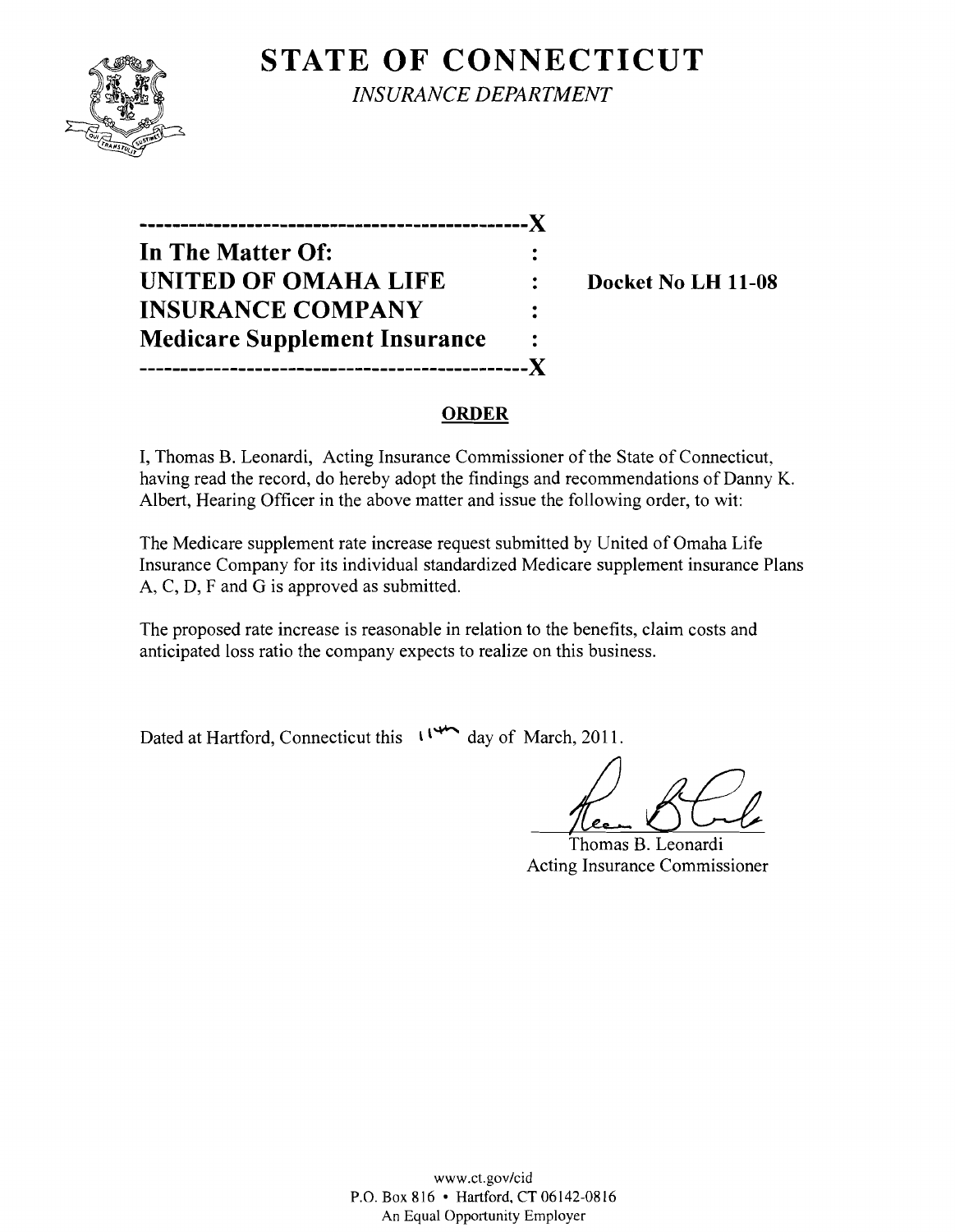# STATE OF CONNECTICUT

*INSURANCE DEPARTMENT*

---

**In The Matter Of:**
**UNITED OF OMAHA LIFE INSURANCE COMPANY**
**Medicare Supplement Insurance**

**Docket No LH 11-08**

---

## ORDER

I, Thomas B. Leonardi, Acting Insurance Commissioner of the State of Connecticut, having read the record, do hereby adopt the findings and recommendations of Danny K. Albert, Hearing Officer in the above matter and issue the following order, to wit:

The Medicare supplement rate increase request submitted by United of Omaha Life Insurance Company for its individual standardized Medicare supplement insurance Plans A, C, D, F and G is approved as submitted.

The proposed rate increase is reasonable in relation to the benefits, claim costs and anticipated loss ratio the company expects to realize on this business.

Dated at Hartford, Connecticut this 11th day of March, 2011.

Thomas B. Leonardi
Acting Insurance Commissioner

www.ct.gov/cid
P.O. Box 816 • Hartford, CT 06142-0816
An Equal Opportunity Employer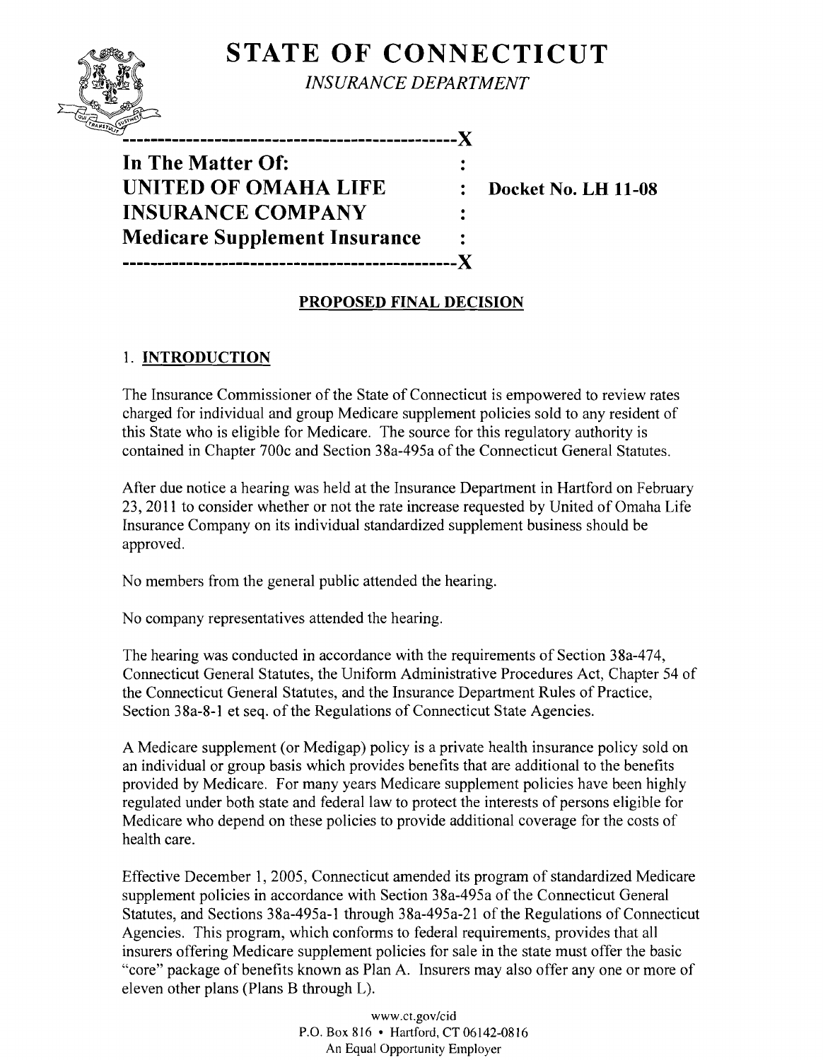**STATE OF CONNECTICUT**

*INSURANCE DEPARTMENT*

```
----------------------------------------------X
In The Matter Of:                             :
UNITED OF OMAHA LIFE                          :   Docket No. LH 11-08
INSURANCE COMPANY                             :
Medicare Supplement Insurance                 :
----------------------------------------------X
```

## PROPOSED FINAL DECISION

### 1. INTRODUCTION

The Insurance Commissioner of the State of Connecticut is empowered to review rates charged for individual and group Medicare supplement policies sold to any resident of this State who is eligible for Medicare. The source for this regulatory authority is contained in Chapter 700c and Section 38a-495a of the Connecticut General Statutes.

After due notice a hearing was held at the Insurance Department in Hartford on February 23, 2011 to consider whether or not the rate increase requested by United of Omaha Life Insurance Company on its individual standardized supplement business should be approved.

No members from the general public attended the hearing.

No company representatives attended the hearing.

The hearing was conducted in accordance with the requirements of Section 38a-474, Connecticut General Statutes, the Uniform Administrative Procedures Act, Chapter 54 of the Connecticut General Statutes, and the Insurance Department Rules of Practice, Section 38a-8-1 et seq. of the Regulations of Connecticut State Agencies.

A Medicare supplement (or Medigap) policy is a private health insurance policy sold on an individual or group basis which provides benefits that are additional to the benefits provided by Medicare. For many years Medicare supplement policies have been highly regulated under both state and federal law to protect the interests of persons eligible for Medicare who depend on these policies to provide additional coverage for the costs of health care.

Effective December 1, 2005, Connecticut amended its program of standardized Medicare supplement policies in accordance with Section 38a-495a of the Connecticut General Statutes, and Sections 38a-495a-1 through 38a-495a-21 of the Regulations of Connecticut Agencies. This program, which conforms to federal requirements, provides that all insurers offering Medicare supplement policies for sale in the state must offer the basic "core" package of benefits known as Plan A. Insurers may also offer any one or more of eleven other plans (Plans B through L).

www.ct.gov/cid
P.O. Box 816 • Hartford, CT 06142-0816
An Equal Opportunity Employer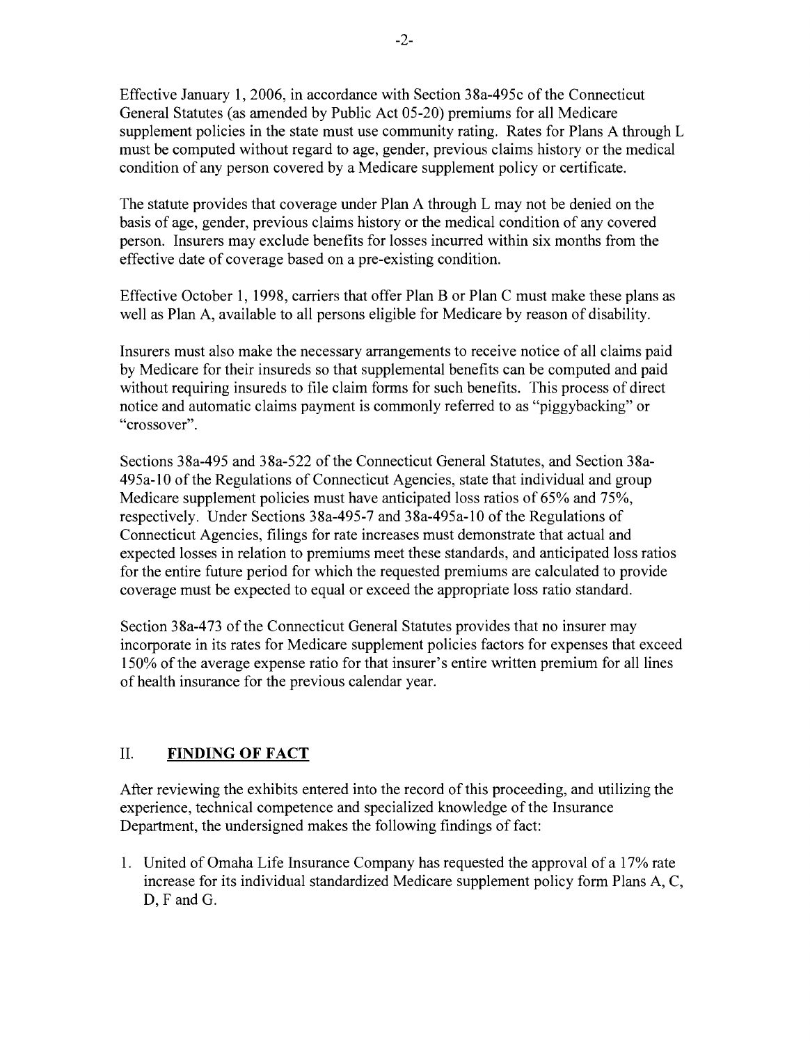Effective January 1, 2006, in accordance with Section 38a-495c of the Connecticut General Statutes (as amended by Public Act 05-20) premiums for all Medicare supplement policies in the state must use community rating. Rates for Plans A through L must be computed without regard to age, gender, previous claims history or the medical condition of any person covered by a Medicare supplement policy or certificate.

The statute provides that coverage under Plan A through L may not be denied on the basis of age, gender, previous claims history or the medical condition of any covered person. Insurers may exclude benefits for losses incurred within six months from the effective date of coverage based on a pre-existing condition.

Effective October 1, 1998, carriers that offer Plan B or Plan C must make these plans as well as Plan A, available to all persons eligible for Medicare by reason of disability.

Insurers must also make the necessary arrangements to receive notice of all claims paid by Medicare for their insureds so that supplemental benefits can be computed and paid without requiring insureds to file claim forms for such benefits. This process of direct notice and automatic claims payment is commonly referred to as "piggybacking" or "crossover".

Sections 38a-495 and 38a-522 of the Connecticut General Statutes, and Section 38a-495a-10 of the Regulations of Connecticut Agencies, state that individual and group Medicare supplement policies must have anticipated loss ratios of 65% and 75%, respectively. Under Sections 38a-495-7 and 38a-495a-10 of the Regulations of Connecticut Agencies, filings for rate increases must demonstrate that actual and expected losses in relation to premiums meet these standards, and anticipated loss ratios for the entire future period for which the requested premiums are calculated to provide coverage must be expected to equal or exceed the appropriate loss ratio standard.

Section 38a-473 of the Connecticut General Statutes provides that no insurer may incorporate in its rates for Medicare supplement policies factors for expenses that exceed 150% of the average expense ratio for that insurer's entire written premium for all lines of health insurance for the previous calendar year.

## II. **FINDING OF FACT**

After reviewing the exhibits entered into the record of this proceeding, and utilizing the experience, technical competence and specialized knowledge of the Insurance Department, the undersigned makes the following findings of fact:

1. United of Omaha Life Insurance Company has requested the approval of a 17% rate increase for its individual standardized Medicare supplement policy form Plans A, C, D, F and G.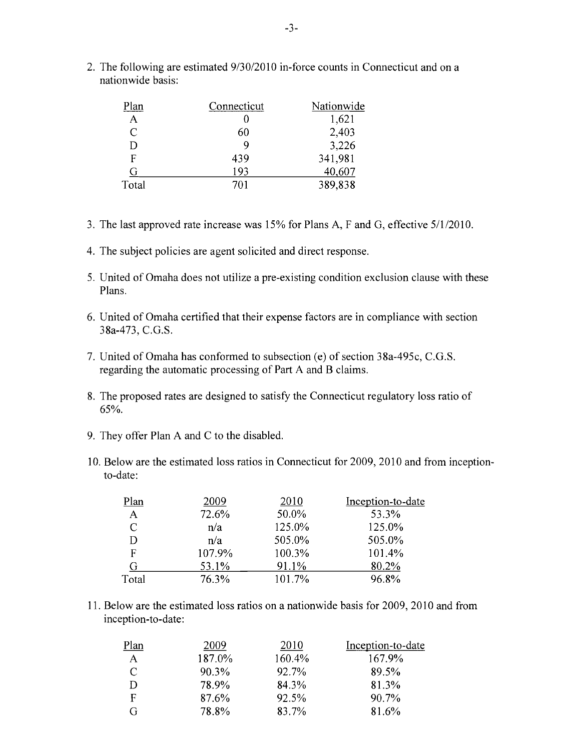2. The following are estimated 9/30/2010 in-force counts in Connecticut and on a nationwide basis:

| Plan | Connecticut | Nationwide |
|---|---|---|
| A | 0 | 1,621 |
| C | 60 | 2,403 |
| D | 9 | 3,226 |
| F | 439 | 341,981 |
| G | 193 | 40,607 |
| Total | 701 | 389,838 |

3. The last approved rate increase was 15% for Plans A, F and G, effective 5/1/2010.

4. The subject policies are agent solicited and direct response.

5. United of Omaha does not utilize a pre-existing condition exclusion clause with these Plans.

6. United of Omaha certified that their expense factors are in compliance with section 38a-473, C.G.S.

7. United of Omaha has conformed to subsection (e) of section 38a-495c, C.G.S. regarding the automatic processing of Part A and B claims.

8. The proposed rates are designed to satisfy the Connecticut regulatory loss ratio of 65%.

9. They offer Plan A and C to the disabled.

10. Below are the estimated loss ratios in Connecticut for 2009, 2010 and from inception-to-date:

| Plan | 2009 | 2010 | Inception-to-date |
|---|---|---|---|
| A | 72.6% | 50.0% | 53.3% |
| C | n/a | 125.0% | 125.0% |
| D | n/a | 505.0% | 505.0% |
| F | 107.9% | 100.3% | 101.4% |
| G | 53.1% | 91.1% | 80.2% |
| Total | 76.3% | 101.7% | 96.8% |

11. Below are the estimated loss ratios on a nationwide basis for 2009, 2010 and from inception-to-date:

| Plan | 2009 | 2010 | Inception-to-date |
|---|---|---|---|
| A | 187.0% | 160.4% | 167.9% |
| C | 90.3% | 92.7% | 89.5% |
| D | 78.9% | 84.3% | 81.3% |
| F | 87.6% | 92.5% | 90.7% |
| G | 78.8% | 83.7% | 81.6% |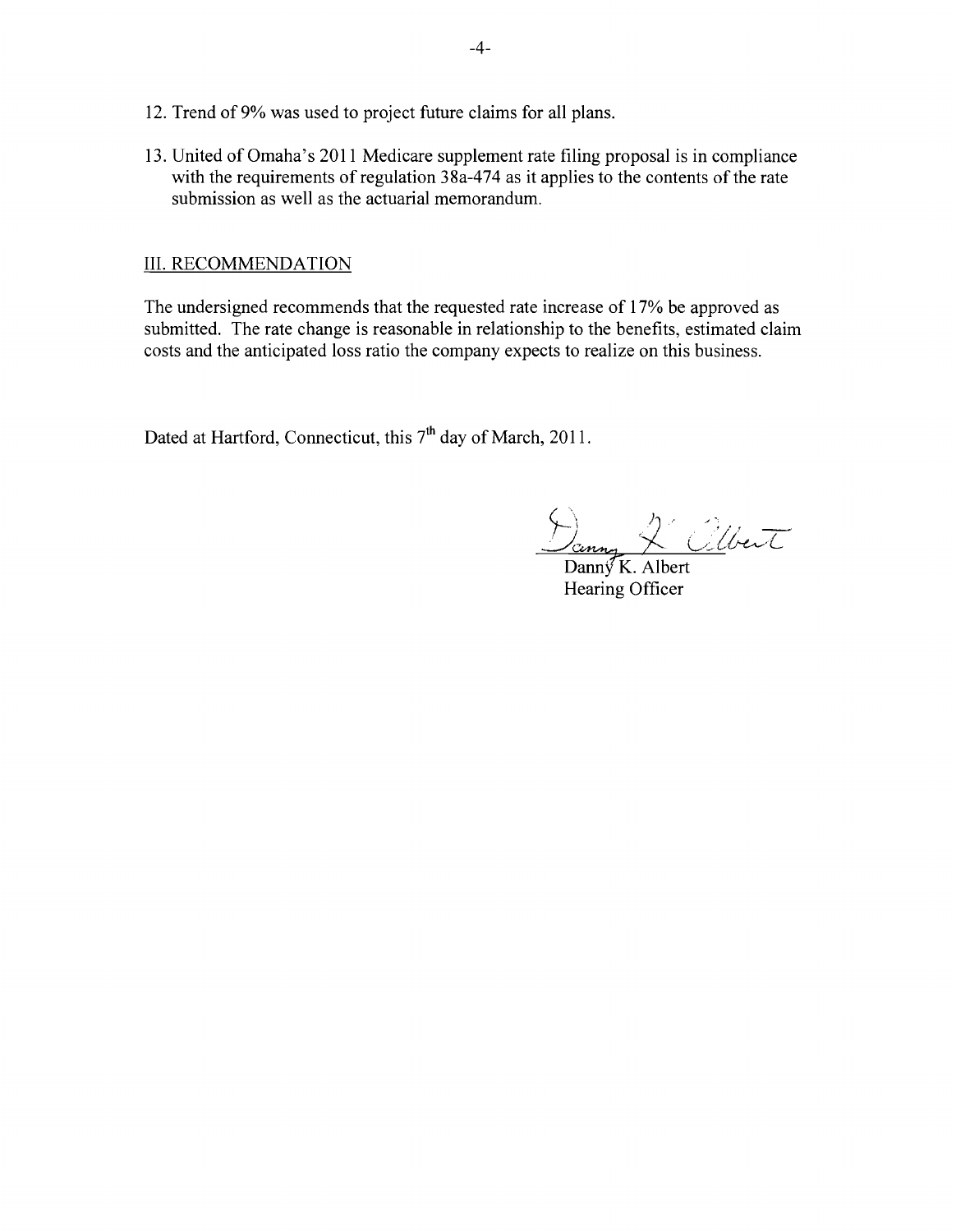12. Trend of 9% was used to project future claims for all plans.

13. United of Omaha's 2011 Medicare supplement rate filing proposal is in compliance with the requirements of regulation 38a-474 as it applies to the contents of the rate submission as well as the actuarial memorandum.

## III. RECOMMENDATION

The undersigned recommends that the requested rate increase of 17% be approved as submitted. The rate change is reasonable in relationship to the benefits, estimated claim costs and the anticipated loss ratio the company expects to realize on this business.

Dated at Hartford, Connecticut, this 7th day of March, 2011.

Danny K. Albert
Hearing Officer